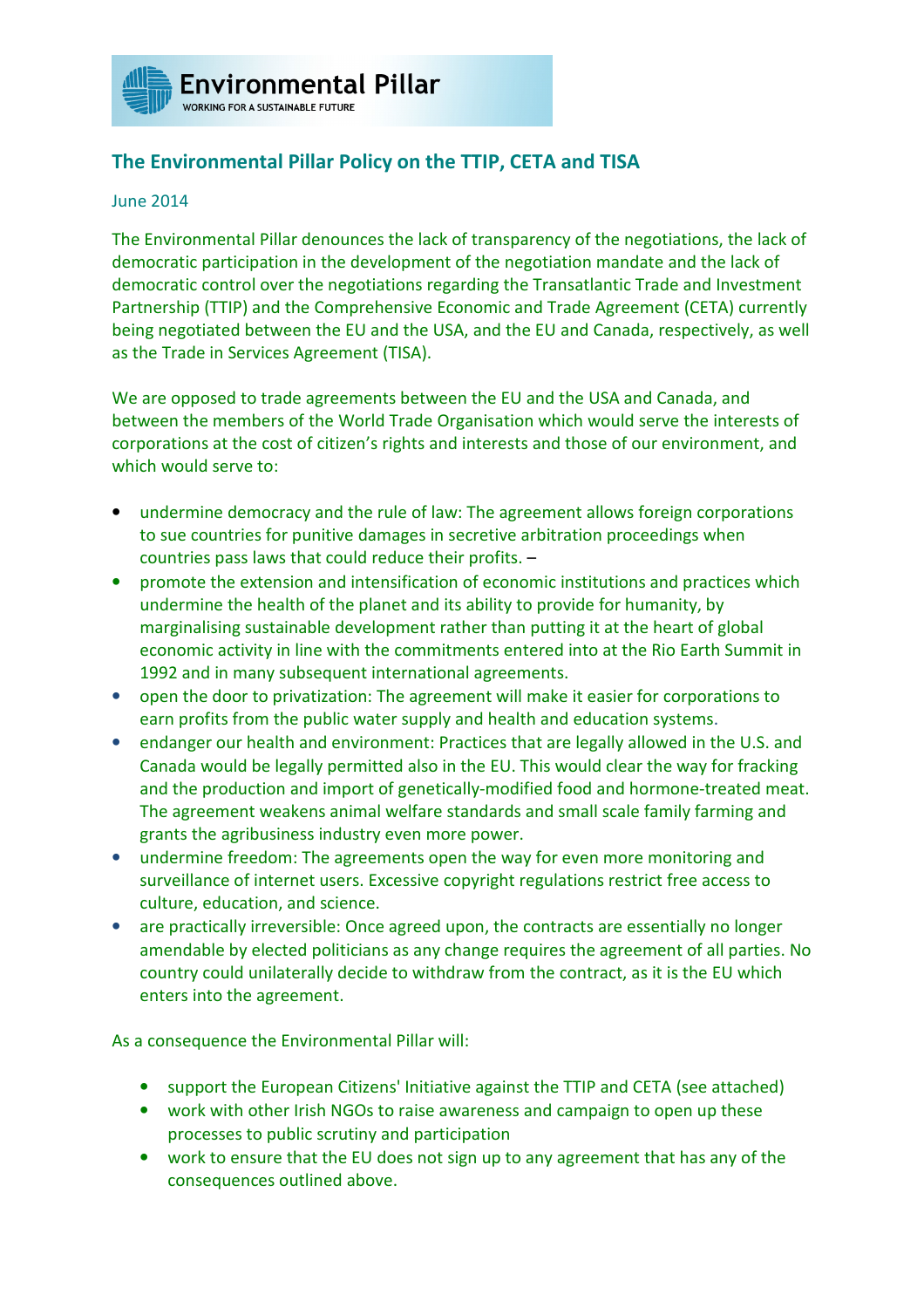Environmental Pillar

WORKING FOR A SUSTAINABLE FUTURE

## The Environmental Pillar Policy on the TTIP, CETA and TISA

June 2014

The Environmental Pillar denounces the lack of transparency of the negotiations, the lack of democratic participation in the development of the negotiation mandate and the lack of democratic control over the negotiations regarding the Transatlantic Trade and Investment Partnership (TTIP) and the Comprehensive Economic and Trade Agreement (CETA) currently being negotiated between the EU and the USA, and the EU and Canada, respectively, as well as the Trade in Services Agreement (TISA).

We are opposed to trade agreements between the EU and the USA and Canada, and between the members of the World Trade Organisation which would serve the interests of corporations at the cost of citizen's rights and interests and those of our environment, and which would serve to:

- undermine democracy and the rule of law: The agreement allows foreign corporations to sue countries for punitive damages in secretive arbitration proceedings when countries pass laws that could reduce their profits. –
- promote the extension and intensification of economic institutions and practices which undermine the health of the planet and its ability to provide for humanity, by marginalising sustainable development rather than putting it at the heart of global economic activity in line with the commitments entered into at the Rio Earth Summit in 1992 and in many subsequent international agreements.
- open the door to privatization: The agreement will make it easier for corporations to earn profits from the public water supply and health and education systems.
- endanger our health and environment: Practices that are legally allowed in the U.S. and Canada would be legally permitted also in the EU. This would clear the way for fracking and the production and import of genetically-modified food and hormone-treated meat. The agreement weakens animal welfare standards and small scale family farming and grants the agribusiness industry even more power.
- undermine freedom: The agreements open the way for even more monitoring and surveillance of internet users. Excessive copyright regulations restrict free access to culture, education, and science.
- are practically irreversible: Once agreed upon, the contracts are essentially no longer amendable by elected politicians as any change requires the agreement of all parties. No country could unilaterally decide to withdraw from the contract, as it is the EU which enters into the agreement.

As a consequence the Environmental Pillar will:

- support the European Citizens' Initiative against the TTIP and CETA (see attached)
- work with other Irish NGOs to raise awareness and campaign to open up these processes to public scrutiny and participation
- work to ensure that the EU does not sign up to any agreement that has any of the consequences outlined above.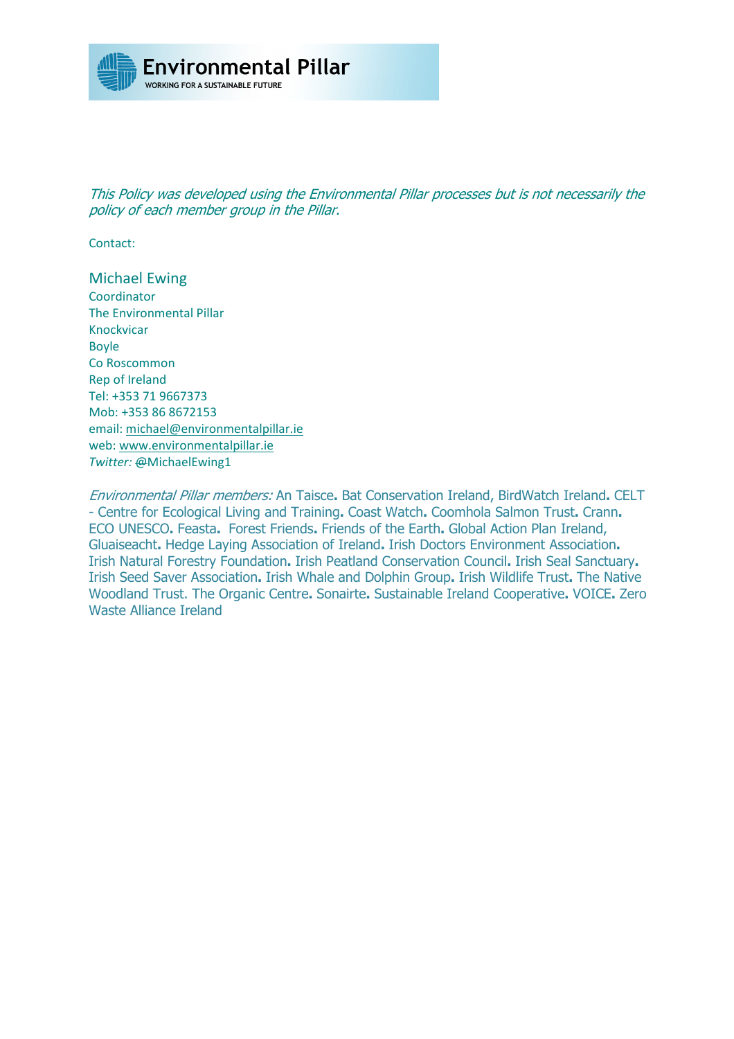**Environmental Pillar**
WORKING FOR A SUSTAINABLE FUTURE

*This Policy was developed using the Environmental Pillar processes but is not necessarily the policy of each member group in the Pillar.*

Contact:

Michael Ewing
Coordinator
The Environmental Pillar
Knockvicar
Boyle
Co Roscommon
Rep of Ireland
Tel: +353 71 9667373
Mob: +353 86 8672153
email: michael@environmentalpillar.ie
web: www.environmentalpillar.ie
*Twitter:* @MichaelEwing1

*Environmental Pillar members:* An Taisce**.** Bat Conservation Ireland, BirdWatch Ireland**.** CELT - Centre for Ecological Living and Training**.** Coast Watch**.** Coomhola Salmon Trust**.** Crann**.** ECO UNESCO**.** Feasta**.** Forest Friends**.** Friends of the Earth**.** Global Action Plan Ireland, Gluaiseacht**.** Hedge Laying Association of Ireland**.** Irish Doctors Environment Association**.** Irish Natural Forestry Foundation**.** Irish Peatland Conservation Council**.** Irish Seal Sanctuary**.** Irish Seed Saver Association**.** Irish Whale and Dolphin Group**.** Irish Wildlife Trust**.** The Native Woodland Trust. The Organic Centre**.** Sonairte**.** Sustainable Ireland Cooperative**.** VOICE**.** Zero Waste Alliance Ireland